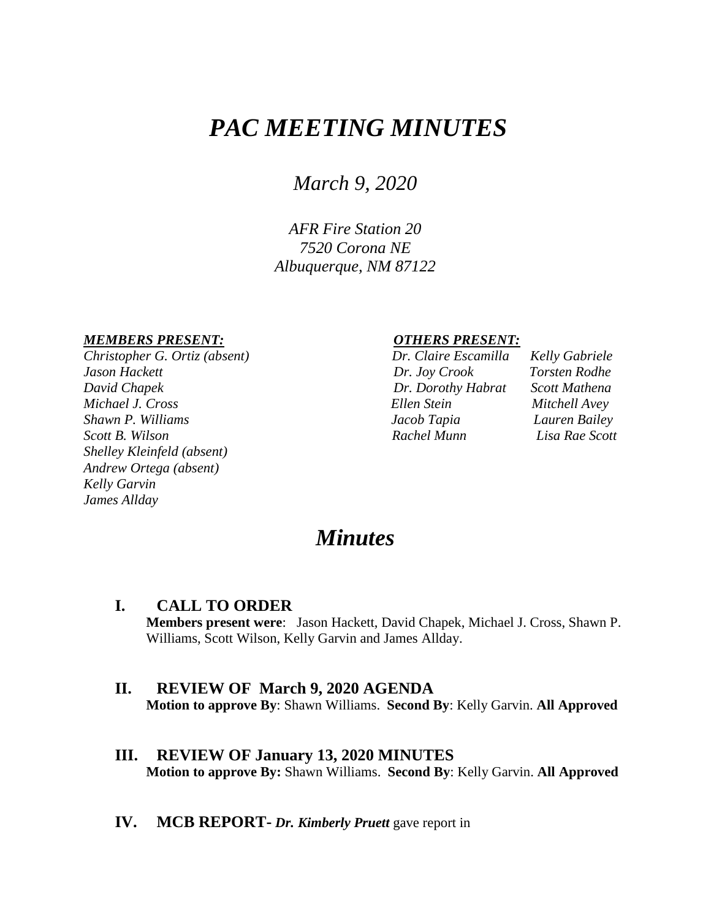# *PAC MEETING MINUTES*

*March 9, 2020*

*AFR Fire Station 20*
*7520 Corona NE*
*Albuquerque, NM 87122*

***MEMBERS PRESENT:***

*Christopher G. Ortiz (absent)*
*Jason Hackett*
*David Chapek*
*Michael J. Cross*
*Shawn P. Williams*
*Scott B. Wilson*
*Shelley Kleinfeld (absent)*
*Andrew Ortega (absent)*
*Kelly Garvin*
*James Allday*

***OTHERS PRESENT:***

| | |
|---|---|
| *Dr. Claire Escamilla* | *Kelly Gabriele* |
| *Dr. Joy Crook* | *Torsten Rodhe* |
| *Dr. Dorothy Habrat* | *Scott Mathena* |
| *Ellen Stein* | *Mitchell Avey* |
| *Jacob Tapia* | *Lauren Bailey* |
| *Rachel Munn* | *Lisa Rae Scott* |

# *Minutes*

## I. CALL TO ORDER

**Members present were**: Jason Hackett, David Chapek, Michael J. Cross, Shawn P. Williams, Scott Wilson, Kelly Garvin and James Allday.

## II. REVIEW OF March 9, 2020 AGENDA

**Motion to approve By**: Shawn Williams. **Second By**: Kelly Garvin. **All Approved**

## III. REVIEW OF January 13, 2020 MINUTES

**Motion to approve By:** Shawn Williams. **Second By**: Kelly Garvin. **All Approved**

## IV. MCB REPORT- ***Dr. Kimberly Pruett*** gave report in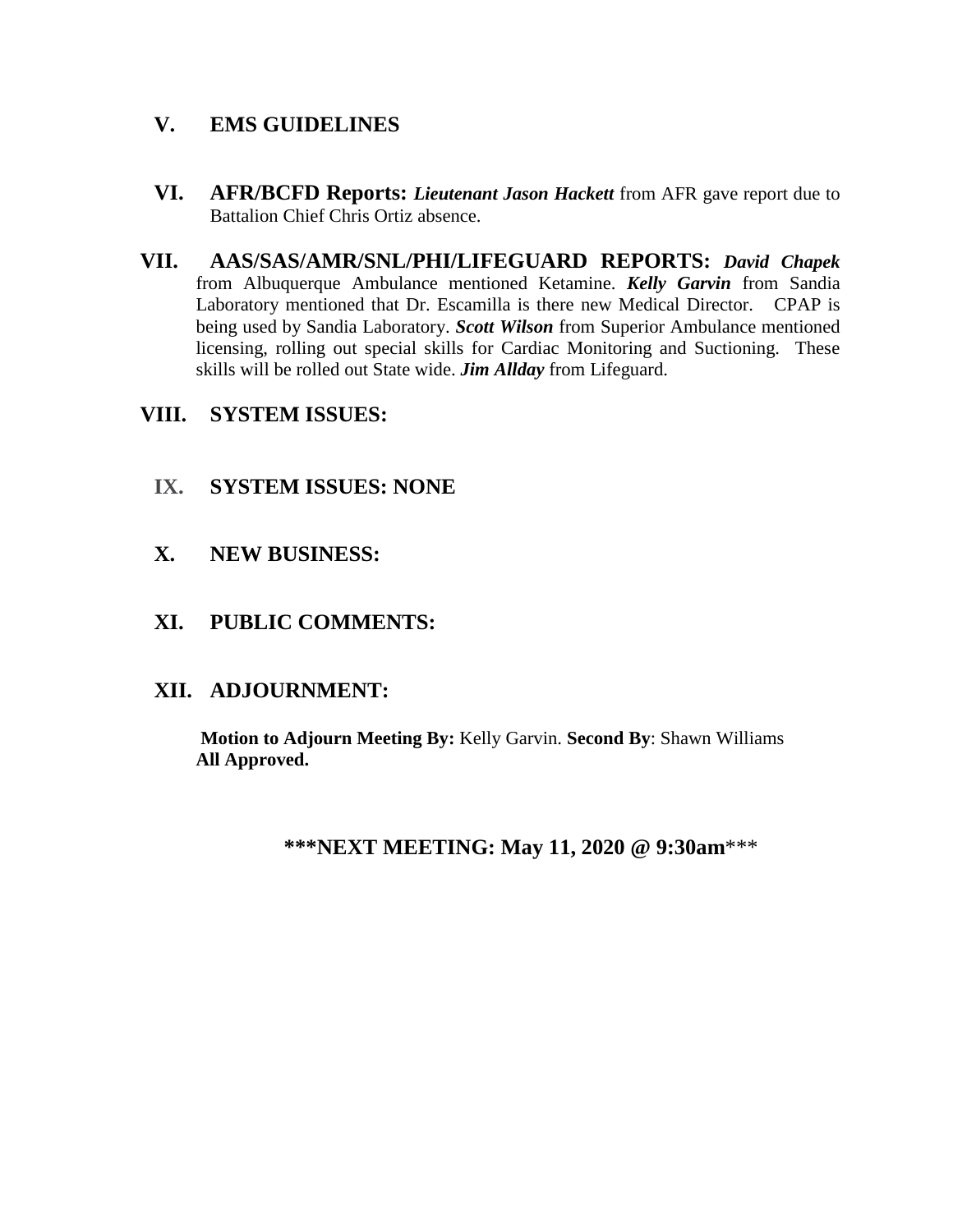## V. EMS GUIDELINES

## VI. AFR/BCFD Reports: ***Lieutenant Jason Hackett*** from AFR gave report due to Battalion Chief Chris Ortiz absence.

## VII. AAS/SAS/AMR/SNL/PHI/LIFEGUARD REPORTS: ***David Chapek*** from Albuquerque Ambulance mentioned Ketamine. ***Kelly Garvin*** from Sandia Laboratory mentioned that Dr. Escamilla is there new Medical Director. CPAP is being used by Sandia Laboratory. ***Scott Wilson*** from Superior Ambulance mentioned licensing, rolling out special skills for Cardiac Monitoring and Suctioning. These skills will be rolled out State wide. ***Jim Allday*** from Lifeguard.

## VIII. SYSTEM ISSUES:

## IX. SYSTEM ISSUES: NONE

## X. NEW BUSINESS:

## XI. PUBLIC COMMENTS:

## XII. ADJOURNMENT:

**Motion to Adjourn Meeting By:** Kelly Garvin. **Second By**: Shawn Williams
**All Approved.**

**\*\*\*NEXT MEETING: May 11, 2020 @ 9:30am**\*\*\*